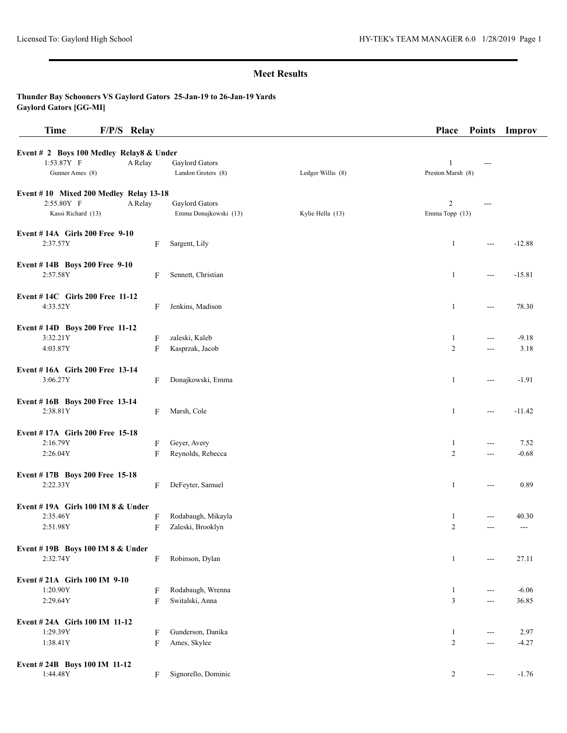## Meet Results

**Thunder Bay Schooners VS Gaylord Gators 25-Jan-19 to 26-Jan-19 Yards**
**Gaylord Gators [GG-MI]**

| Time | F/P/S | Relay | | | Place | Points | Improv |
|---|---|---|---|---|---|---|---|
| **Event # 2 Boys 100 Medley Relay8 & Under** | | | | | | | |
| 1:53.87Y | F | A Relay | Gaylord Gators | | 1 | --- | |
| Gunner Ames (8) | | | Landon Groters (8) | Ledger Willis (8) | Preston Marsh (8) | | |
| **Event # 10 Mixed 200 Medley Relay 13-18** | | | | | | | |
| 2:55.80Y | F | A Relay | Gaylord Gators | | 2 | --- | |
| Kassi Richard (13) | | | Emma Donajkowski (13) | Kylie Hella (13) | Emma Topp (13) | | |
| **Event # 14A Girls 200 Free 9-10** | | | | | | | |
| 2:37.57Y | F | | Sargent, Lily | | 1 | --- | -12.88 |
| **Event # 14B Boys 200 Free 9-10** | | | | | | | |
| 2:57.58Y | F | | Sennett, Christian | | 1 | --- | -15.81 |
| **Event # 14C Girls 200 Free 11-12** | | | | | | | |
| 4:33.52Y | F | | Jenkins, Madison | | 1 | --- | 78.30 |
| **Event # 14D Boys 200 Free 11-12** | | | | | | | |
| 3:32.21Y | F | | zaleski, Kaleb | | 1 | --- | -9.18 |
| 4:03.87Y | F | | Kasprzak, Jacob | | 2 | --- | 3.18 |
| **Event # 16A Girls 200 Free 13-14** | | | | | | | |
| 3:06.27Y | F | | Donajkowski, Emma | | 1 | --- | -1.91 |
| **Event # 16B Boys 200 Free 13-14** | | | | | | | |
| 2:38.81Y | F | | Marsh, Cole | | 1 | --- | -11.42 |
| **Event # 17A Girls 200 Free 15-18** | | | | | | | |
| 2:16.79Y | F | | Geyer, Avery | | 1 | --- | 7.52 |
| 2:26.04Y | F | | Reynolds, Rebecca | | 2 | --- | -0.68 |
| **Event # 17B Boys 200 Free 15-18** | | | | | | | |
| 2:22.33Y | F | | DeFeyter, Samuel | | 1 | --- | 0.89 |
| **Event # 19A Girls 100 IM 8 & Under** | | | | | | | |
| 2:35.46Y | F | | Rodabaugh, Mikayla | | 1 | --- | 40.30 |
| 2:51.98Y | F | | Zaleski, Brooklyn | | 2 | --- | --- |
| **Event # 19B Boys 100 IM 8 & Under** | | | | | | | |
| 2:32.74Y | F | | Robinson, Dylan | | 1 | --- | 27.11 |
| **Event # 21A Girls 100 IM 9-10** | | | | | | | |
| 1:20.90Y | F | | Rodabaugh, Wrenna | | 1 | --- | -6.06 |
| 2:29.64Y | F | | Switalski, Anna | | 3 | --- | 36.85 |
| **Event # 24A Girls 100 IM 11-12** | | | | | | | |
| 1:29.39Y | F | | Gunderson, Danika | | 1 | --- | 2.97 |
| 1:38.41Y | F | | Ames, Skylee | | 2 | --- | -4.27 |
| **Event # 24B Boys 100 IM 11-12** | | | | | | | |
| 1:44.48Y | F | | Signorello, Dominic | | 2 | --- | -1.76 |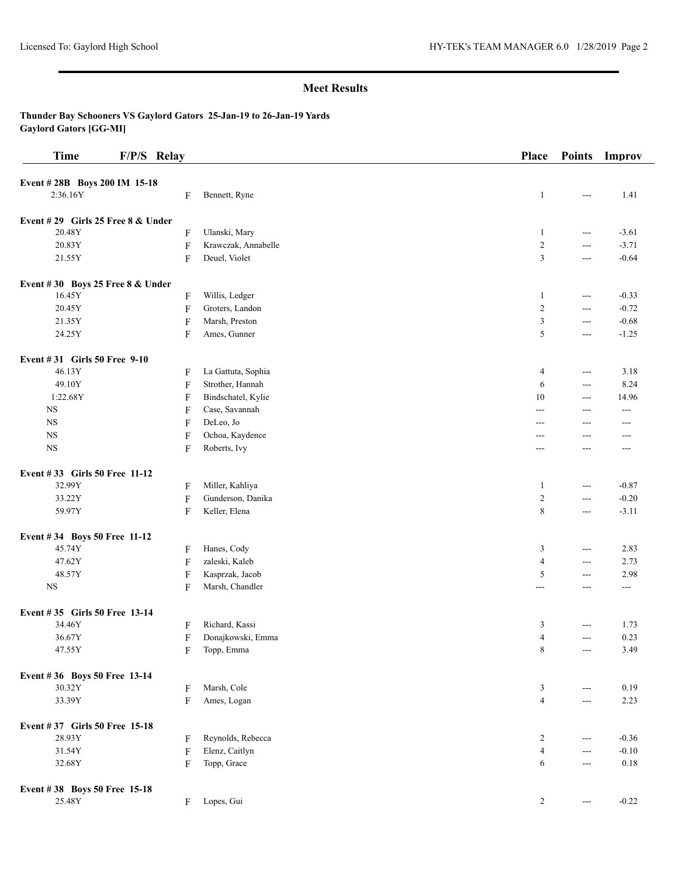## Meet Results

**Thunder Bay Schooners VS Gaylord Gators 25-Jan-19 to 26-Jan-19 Yards**
**Gaylord Gators [GG-MI]**

| Time | F/P/S | Relay | Place | Points | Improv |
|---|---|---|---|---|---|
| **Event # 28B Boys 200 IM 15-18** | | | | | |
| 2:36.16Y | F | Bennett, Ryne | 1 | --- | 1.41 |
| **Event # 29 Girls 25 Free 8 & Under** | | | | | |
| 20.48Y | F | Ulanski, Mary | 1 | --- | -3.61 |
| 20.83Y | F | Krawczak, Annabelle | 2 | --- | -3.71 |
| 21.55Y | F | Deuel, Violet | 3 | --- | -0.64 |
| **Event # 30 Boys 25 Free 8 & Under** | | | | | |
| 16.45Y | F | Willis, Ledger | 1 | --- | -0.33 |
| 20.45Y | F | Groters, Landon | 2 | --- | -0.72 |
| 21.35Y | F | Marsh, Preston | 3 | --- | -0.68 |
| 24.25Y | F | Ames, Gunner | 5 | --- | -1.25 |
| **Event # 31 Girls 50 Free 9-10** | | | | | |
| 46.13Y | F | La Gattuta, Sophia | 4 | --- | 3.18 |
| 49.10Y | F | Strother, Hannah | 6 | --- | 8.24 |
| 1:22.68Y | F | Bindschatel, Kylie | 10 | --- | 14.96 |
| NS | F | Case, Savannah | --- | --- | --- |
| NS | F | DeLeo, Jo | --- | --- | --- |
| NS | F | Ochoa, Kaydence | --- | --- | --- |
| NS | F | Roberts, Ivy | --- | --- | --- |
| **Event # 33 Girls 50 Free 11-12** | | | | | |
| 32.99Y | F | Miller, Kahliya | 1 | --- | -0.87 |
| 33.22Y | F | Gunderson, Danika | 2 | --- | -0.20 |
| 59.97Y | F | Keller, Elena | 8 | --- | -3.11 |
| **Event # 34 Boys 50 Free 11-12** | | | | | |
| 45.74Y | F | Hanes, Cody | 3 | --- | 2.83 |
| 47.62Y | F | zaleski, Kaleb | 4 | --- | 2.73 |
| 48.57Y | F | Kasprzak, Jacob | 5 | --- | 2.98 |
| NS | F | Marsh, Chandler | --- | --- | --- |
| **Event # 35 Girls 50 Free 13-14** | | | | | |
| 34.46Y | F | Richard, Kassi | 3 | --- | 1.73 |
| 36.67Y | F | Donajkowski, Emma | 4 | --- | 0.23 |
| 47.55Y | F | Topp, Emma | 8 | --- | 3.49 |
| **Event # 36 Boys 50 Free 13-14** | | | | | |
| 30.32Y | F | Marsh, Cole | 3 | --- | 0.19 |
| 33.39Y | F | Ames, Logan | 4 | --- | 2.23 |
| **Event # 37 Girls 50 Free 15-18** | | | | | |
| 28.93Y | F | Reynolds, Rebecca | 2 | --- | -0.36 |
| 31.54Y | F | Elenz, Caitlyn | 4 | --- | -0.10 |
| 32.68Y | F | Topp, Grace | 6 | --- | 0.18 |
| **Event # 38 Boys 50 Free 15-18** | | | | | |
| 25.48Y | F | Lopes, Gui | 2 | --- | -0.22 |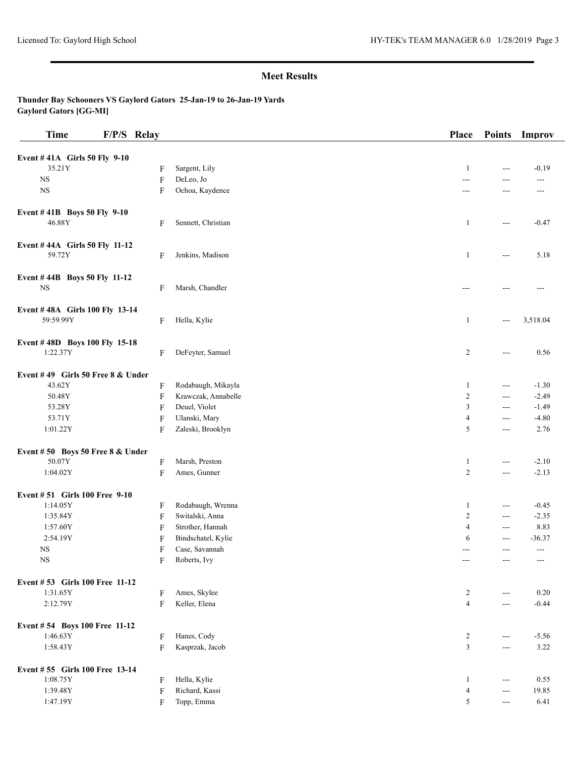## Meet Results

**Thunder Bay Schooners VS Gaylord Gators 25-Jan-19 to 26-Jan-19 Yards**
**Gaylord Gators [GG-MI]**

| Time | F/P/S | Relay | Place | Points | Improv |
|---|---|---|---|---|---|
| **Event # 41A Girls 50 Fly 9-10** | | | | | |
| 35.21Y | F | Sargent, Lily | 1 | --- | -0.19 |
| NS | F | DeLeo, Jo | --- | --- | --- |
| NS | F | Ochoa, Kaydence | --- | --- | --- |
| **Event # 41B Boys 50 Fly 9-10** | | | | | |
| 46.88Y | F | Sennett, Christian | 1 | --- | -0.47 |
| **Event # 44A Girls 50 Fly 11-12** | | | | | |
| 59.72Y | F | Jenkins, Madison | 1 | --- | 5.18 |
| **Event # 44B Boys 50 Fly 11-12** | | | | | |
| NS | F | Marsh, Chandler | --- | --- | --- |
| **Event # 48A Girls 100 Fly 13-14** | | | | | |
| 59:59.99Y | F | Hella, Kylie | 1 | --- | 3,518.04 |
| **Event # 48D Boys 100 Fly 15-18** | | | | | |
| 1:22.37Y | F | DeFeyter, Samuel | 2 | --- | 0.56 |
| **Event # 49 Girls 50 Free 8 & Under** | | | | | |
| 43.62Y | F | Rodabaugh, Mikayla | 1 | --- | -1.30 |
| 50.48Y | F | Krawczak, Annabelle | 2 | --- | -2.49 |
| 53.28Y | F | Deuel, Violet | 3 | --- | -1.49 |
| 53.71Y | F | Ulanski, Mary | 4 | --- | -4.80 |
| 1:01.22Y | F | Zaleski, Brooklyn | 5 | --- | 2.76 |
| **Event # 50 Boys 50 Free 8 & Under** | | | | | |
| 50.07Y | F | Marsh, Preston | 1 | --- | -2.10 |
| 1:04.02Y | F | Ames, Gunner | 2 | --- | -2.13 |
| **Event # 51 Girls 100 Free 9-10** | | | | | |
| 1:14.05Y | F | Rodabaugh, Wrenna | 1 | --- | -0.45 |
| 1:35.84Y | F | Switalski, Anna | 2 | --- | -2.35 |
| 1:57.60Y | F | Strother, Hannah | 4 | --- | 8.83 |
| 2:54.19Y | F | Bindschatel, Kylie | 6 | --- | -36.37 |
| NS | F | Case, Savannah | --- | --- | --- |
| NS | F | Roberts, Ivy | --- | --- | --- |
| **Event # 53 Girls 100 Free 11-12** | | | | | |
| 1:31.65Y | F | Ames, Skylee | 2 | --- | 0.20 |
| 2:12.79Y | F | Keller, Elena | 4 | --- | -0.44 |
| **Event # 54 Boys 100 Free 11-12** | | | | | |
| 1:46.63Y | F | Hanes, Cody | 2 | --- | -5.56 |
| 1:58.43Y | F | Kasprzak, Jacob | 3 | --- | 3.22 |
| **Event # 55 Girls 100 Free 13-14** | | | | | |
| 1:08.75Y | F | Hella, Kylie | 1 | --- | 0.55 |
| 1:39.48Y | F | Richard, Kassi | 4 | --- | 19.85 |
| 1:47.19Y | F | Topp, Emma | 5 | --- | 6.41 |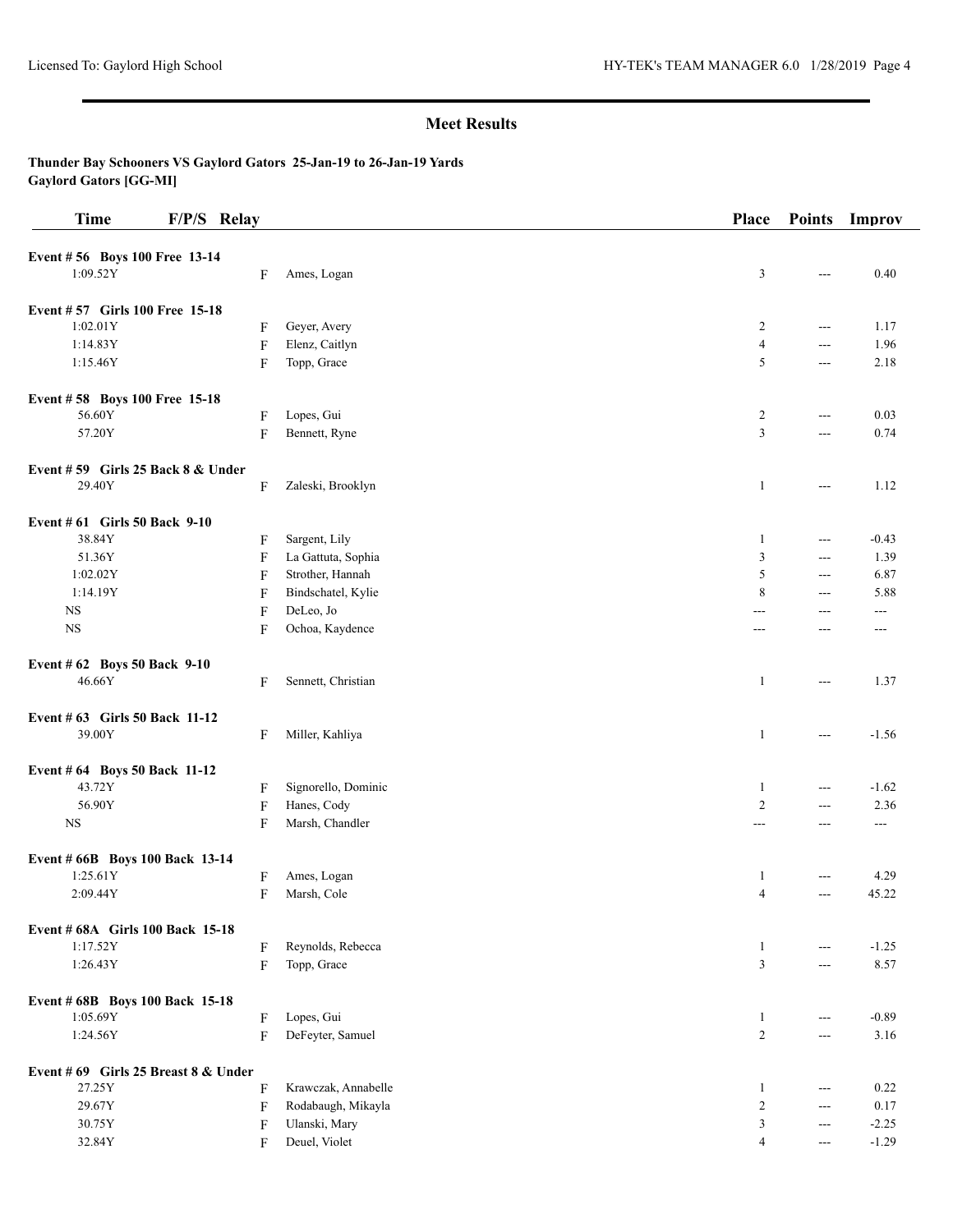## Meet Results

**Thunder Bay Schooners VS Gaylord Gators 25-Jan-19 to 26-Jan-19 Yards**
**Gaylord Gators [GG-MI]**

| Time | F/P/S | Relay | Place | Points | Improv |
|---|---|---|---|---|---|
| **Event # 56 Boys 100 Free 13-14** | | | | | |
| 1:09.52Y | F | Ames, Logan | 3 | --- | 0.40 |
| **Event # 57 Girls 100 Free 15-18** | | | | | |
| 1:02.01Y | F | Geyer, Avery | 2 | --- | 1.17 |
| 1:14.83Y | F | Elenz, Caitlyn | 4 | --- | 1.96 |
| 1:15.46Y | F | Topp, Grace | 5 | --- | 2.18 |
| **Event # 58 Boys 100 Free 15-18** | | | | | |
| 56.60Y | F | Lopes, Gui | 2 | --- | 0.03 |
| 57.20Y | F | Bennett, Ryne | 3 | --- | 0.74 |
| **Event # 59 Girls 25 Back 8 & Under** | | | | | |
| 29.40Y | F | Zaleski, Brooklyn | 1 | --- | 1.12 |
| **Event # 61 Girls 50 Back 9-10** | | | | | |
| 38.84Y | F | Sargent, Lily | 1 | --- | -0.43 |
| 51.36Y | F | La Gattuta, Sophia | 3 | --- | 1.39 |
| 1:02.02Y | F | Strother, Hannah | 5 | --- | 6.87 |
| 1:14.19Y | F | Bindschatel, Kylie | 8 | --- | 5.88 |
| NS | F | DeLeo, Jo | --- | --- | --- |
| NS | F | Ochoa, Kaydence | --- | --- | --- |
| **Event # 62 Boys 50 Back 9-10** | | | | | |
| 46.66Y | F | Sennett, Christian | 1 | --- | 1.37 |
| **Event # 63 Girls 50 Back 11-12** | | | | | |
| 39.00Y | F | Miller, Kahliya | 1 | --- | -1.56 |
| **Event # 64 Boys 50 Back 11-12** | | | | | |
| 43.72Y | F | Signorello, Dominic | 1 | --- | -1.62 |
| 56.90Y | F | Hanes, Cody | 2 | --- | 2.36 |
| NS | F | Marsh, Chandler | --- | --- | --- |
| **Event # 66B Boys 100 Back 13-14** | | | | | |
| 1:25.61Y | F | Ames, Logan | 1 | --- | 4.29 |
| 2:09.44Y | F | Marsh, Cole | 4 | --- | 45.22 |
| **Event # 68A Girls 100 Back 15-18** | | | | | |
| 1:17.52Y | F | Reynolds, Rebecca | 1 | --- | -1.25 |
| 1:26.43Y | F | Topp, Grace | 3 | --- | 8.57 |
| **Event # 68B Boys 100 Back 15-18** | | | | | |
| 1:05.69Y | F | Lopes, Gui | 1 | --- | -0.89 |
| 1:24.56Y | F | DeFeyter, Samuel | 2 | --- | 3.16 |
| **Event # 69 Girls 25 Breast 8 & Under** | | | | | |
| 27.25Y | F | Krawczak, Annabelle | 1 | --- | 0.22 |
| 29.67Y | F | Rodabaugh, Mikayla | 2 | --- | 0.17 |
| 30.75Y | F | Ulanski, Mary | 3 | --- | -2.25 |
| 32.84Y | F | Deuel, Violet | 4 | --- | -1.29 |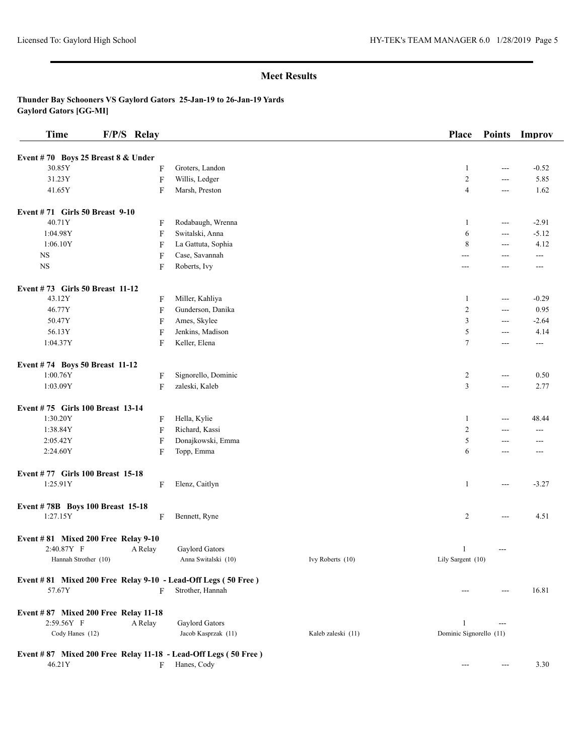## Meet Results

**Thunder Bay Schooners VS Gaylord Gators 25-Jan-19 to 26-Jan-19 Yards**
**Gaylord Gators [GG-MI]**

| Time | F/P/S | Relay | | | Place | Points | Improv |
|---|---|---|---|---|---|---|---|
| **Event # 70 Boys 25 Breast 8 & Under** | | | | | | | |
| 30.85Y | F | | Groters, Landon | | 1 | --- | -0.52 |
| 31.23Y | F | | Willis, Ledger | | 2 | --- | 5.85 |
| 41.65Y | F | | Marsh, Preston | | 4 | --- | 1.62 |
| **Event # 71 Girls 50 Breast 9-10** | | | | | | | |
| 40.71Y | F | | Rodabaugh, Wrenna | | 1 | --- | -2.91 |
| 1:04.98Y | F | | Switalski, Anna | | 6 | --- | -5.12 |
| 1:06.10Y | F | | La Gattuta, Sophia | | 8 | --- | 4.12 |
| NS | F | | Case, Savannah | | --- | --- | --- |
| NS | F | | Roberts, Ivy | | --- | --- | --- |
| **Event # 73 Girls 50 Breast 11-12** | | | | | | | |
| 43.12Y | F | | Miller, Kahliya | | 1 | --- | -0.29 |
| 46.77Y | F | | Gunderson, Danika | | 2 | --- | 0.95 |
| 50.47Y | F | | Ames, Skylee | | 3 | --- | -2.64 |
| 56.13Y | F | | Jenkins, Madison | | 5 | --- | 4.14 |
| 1:04.37Y | F | | Keller, Elena | | 7 | --- | --- |
| **Event # 74 Boys 50 Breast 11-12** | | | | | | | |
| 1:00.76Y | F | | Signorello, Dominic | | 2 | --- | 0.50 |
| 1:03.09Y | F | | zaleski, Kaleb | | 3 | --- | 2.77 |
| **Event # 75 Girls 100 Breast 13-14** | | | | | | | |
| 1:30.20Y | F | | Hella, Kylie | | 1 | --- | 48.44 |
| 1:38.84Y | F | | Richard, Kassi | | 2 | --- | --- |
| 2:05.42Y | F | | Donajkowski, Emma | | 5 | --- | --- |
| 2:24.60Y | F | | Topp, Emma | | 6 | --- | --- |
| **Event # 77 Girls 100 Breast 15-18** | | | | | | | |
| 1:25.91Y | F | | Elenz, Caitlyn | | 1 | --- | -3.27 |
| **Event # 78B Boys 100 Breast 15-18** | | | | | | | |
| 1:27.15Y | F | | Bennett, Ryne | | 2 | --- | 4.51 |
| **Event # 81 Mixed 200 Free Relay 9-10** | | | | | | | |
| 2:40.87Y | F | A Relay | Gaylord Gators | | 1 | --- | |
| Hannah Strother (10) | | | Anna Switalski (10) | Ivy Roberts (10) | Lily Sargent (10) | | |
| **Event # 81 Mixed 200 Free Relay 9-10 - Lead-Off Legs ( 50 Free )** | | | | | | | |
| 57.67Y | F | | Strother, Hannah | | --- | --- | 16.81 |
| **Event # 87 Mixed 200 Free Relay 11-18** | | | | | | | |
| 2:59.56Y | F | A Relay | Gaylord Gators | | 1 | --- | |
| Cody Hanes (12) | | | Jacob Kasprzak (11) | Kaleb zaleski (11) | Dominic Signorello (11) | | |
| **Event # 87 Mixed 200 Free Relay 11-18 - Lead-Off Legs ( 50 Free )** | | | | | | | |
| 46.21Y | F | | Hanes, Cody | | --- | --- | 3.30 |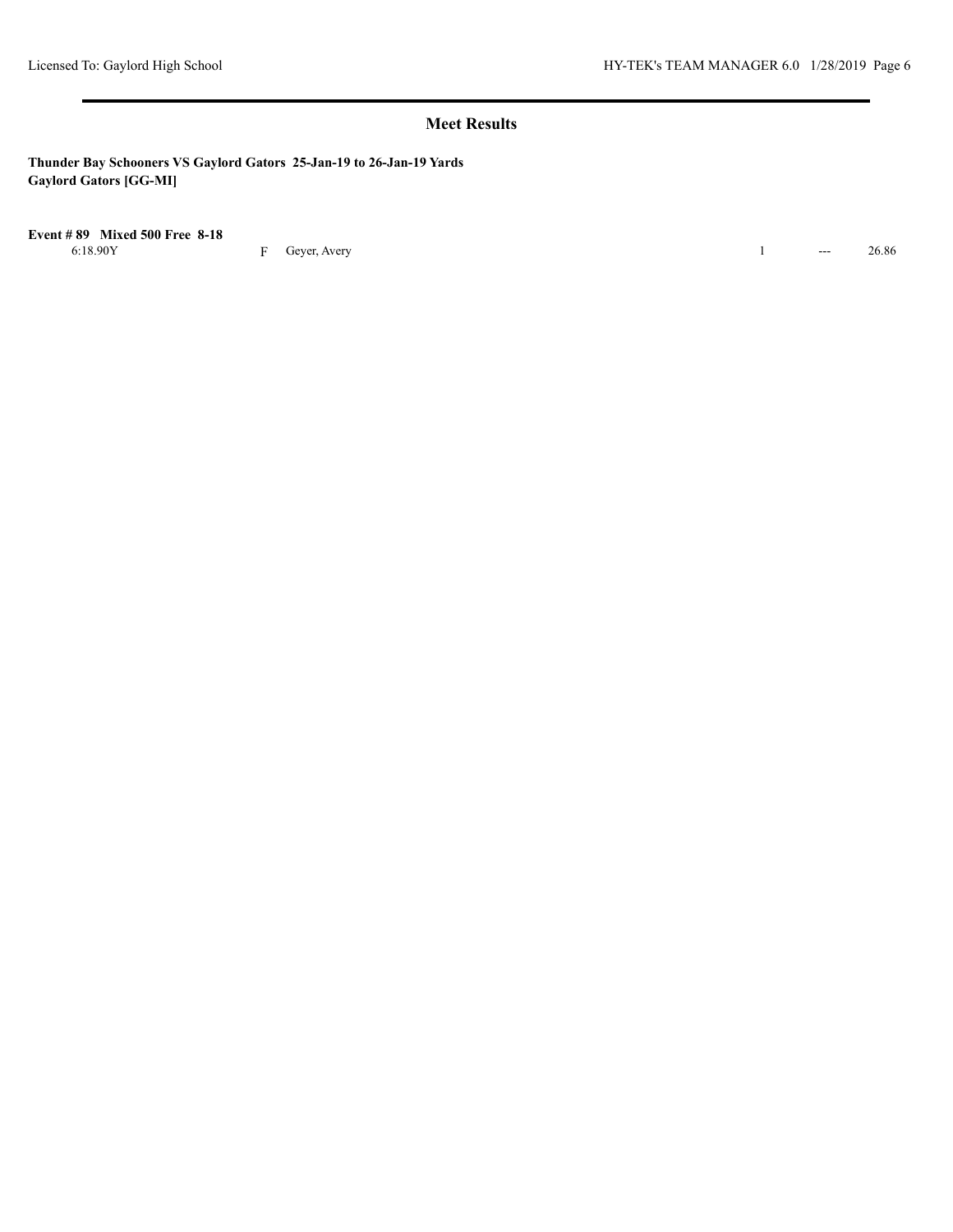## Meet Results

**Thunder Bay Schooners VS Gaylord Gators 25-Jan-19 to 26-Jan-19 Yards**
**Gaylord Gators [GG-MI]**

**Event # 89 Mixed 500 Free 8-18**

| | | | | | |
|---|---|---|---|---|---|
| 6:18.90Y | F | Geyer, Avery | 1 | --- | 26.86 |